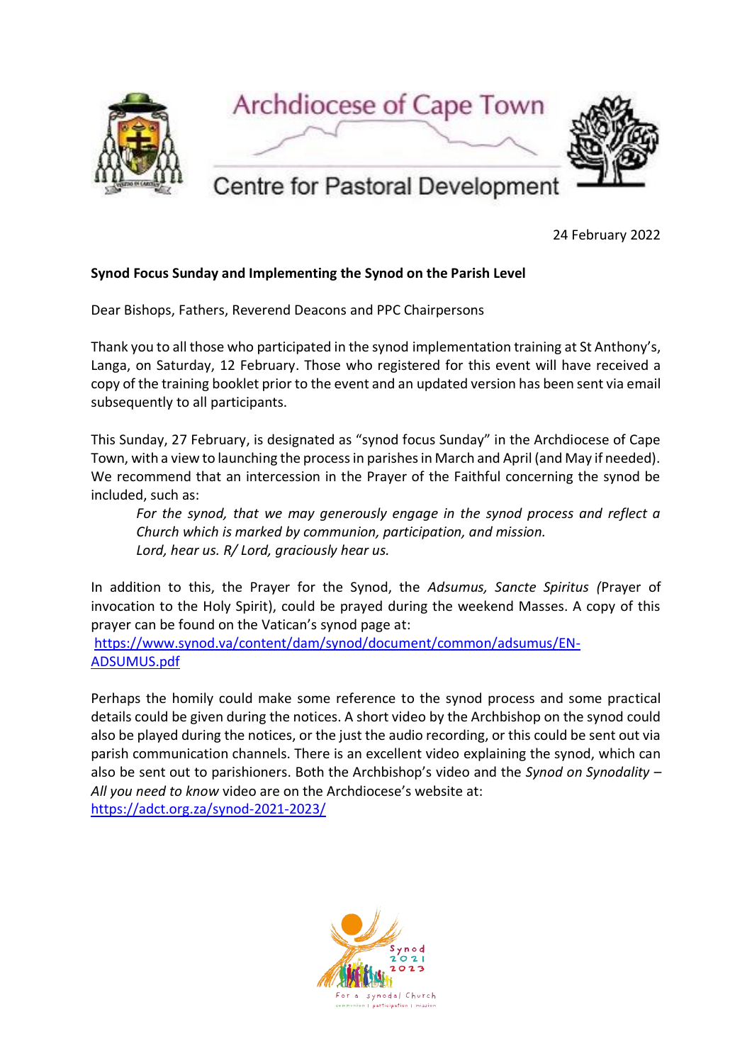Archdiocese of Cape Town

Centre for Pastoral Development

24 February 2022

**Synod Focus Sunday and Implementing the Synod on the Parish Level**

Dear Bishops, Fathers, Reverend Deacons and PPC Chairpersons

Thank you to all those who participated in the synod implementation training at St Anthony's, Langa, on Saturday, 12 February. Those who registered for this event will have received a copy of the training booklet prior to the event and an updated version has been sent via email subsequently to all participants.

This Sunday, 27 February, is designated as "synod focus Sunday" in the Archdiocese of Cape Town, with a view to launching the process in parishes in March and April (and May if needed). We recommend that an intercession in the Prayer of the Faithful concerning the synod be included, such as:

> *For the synod, that we may generously engage in the synod process and reflect a Church which is marked by communion, participation, and mission.*
> *Lord, hear us. R/ Lord, graciously hear us.*

In addition to this, the Prayer for the Synod, the *Adsumus, Sancte Spiritus (*Prayer of invocation to the Holy Spirit), could be prayed during the weekend Masses. A copy of this prayer can be found on the Vatican's synod page at:
https://www.synod.va/content/dam/synod/document/common/adsumus/EN-ADSUMUS.pdf

Perhaps the homily could make some reference to the synod process and some practical details could be given during the notices. A short video by the Archbishop on the synod could also be played during the notices, or the just the audio recording, or this could be sent out via parish communication channels. There is an excellent video explaining the synod, which can also be sent out to parishioners. Both the Archbishop's video and the *Synod on Synodality – All you need to know* video are on the Archdiocese's website at:
https://adct.org.za/synod-2021-2023/

Synod 2021 2023

For a synodal Church

communion | participation | mission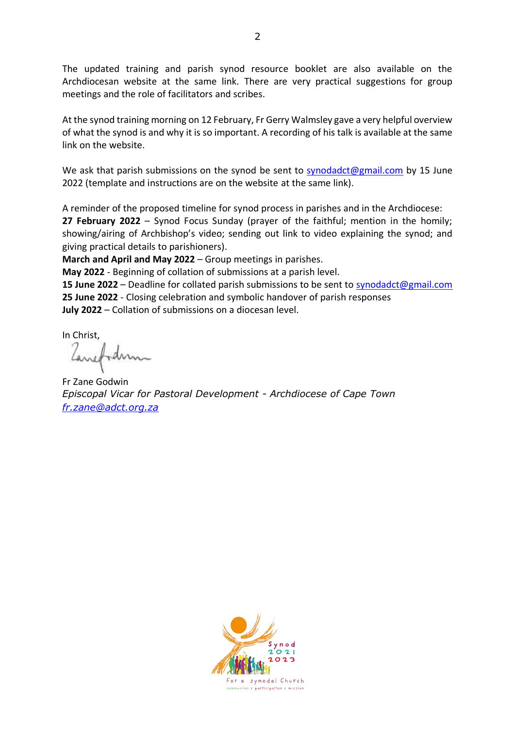The updated training and parish synod resource booklet are also available on the Archdiocesan website at the same link. There are very practical suggestions for group meetings and the role of facilitators and scribes.

At the synod training morning on 12 February, Fr Gerry Walmsley gave a very helpful overview of what the synod is and why it is so important. A recording of his talk is available at the same link on the website.

We ask that parish submissions on the synod be sent to synodadct@gmail.com by 15 June 2022 (template and instructions are on the website at the same link).

A reminder of the proposed timeline for synod process in parishes and in the Archdiocese:
**27 February 2022** – Synod Focus Sunday (prayer of the faithful; mention in the homily; showing/airing of Archbishop's video; sending out link to video explaining the synod; and giving practical details to parishioners).
**March and April and May 2022** – Group meetings in parishes.
**May 2022** - Beginning of collation of submissions at a parish level.
**15 June 2022** – Deadline for collated parish submissions to be sent to synodadct@gmail.com
**25 June 2022** - Closing celebration and symbolic handover of parish responses
**July 2022** – Collation of submissions on a diocesan level.

In Christ,

Fr Zane Godwin
*Episcopal Vicar for Pastoral Development - Archdiocese of Cape Town*
*fr.zane@adct.org.za*